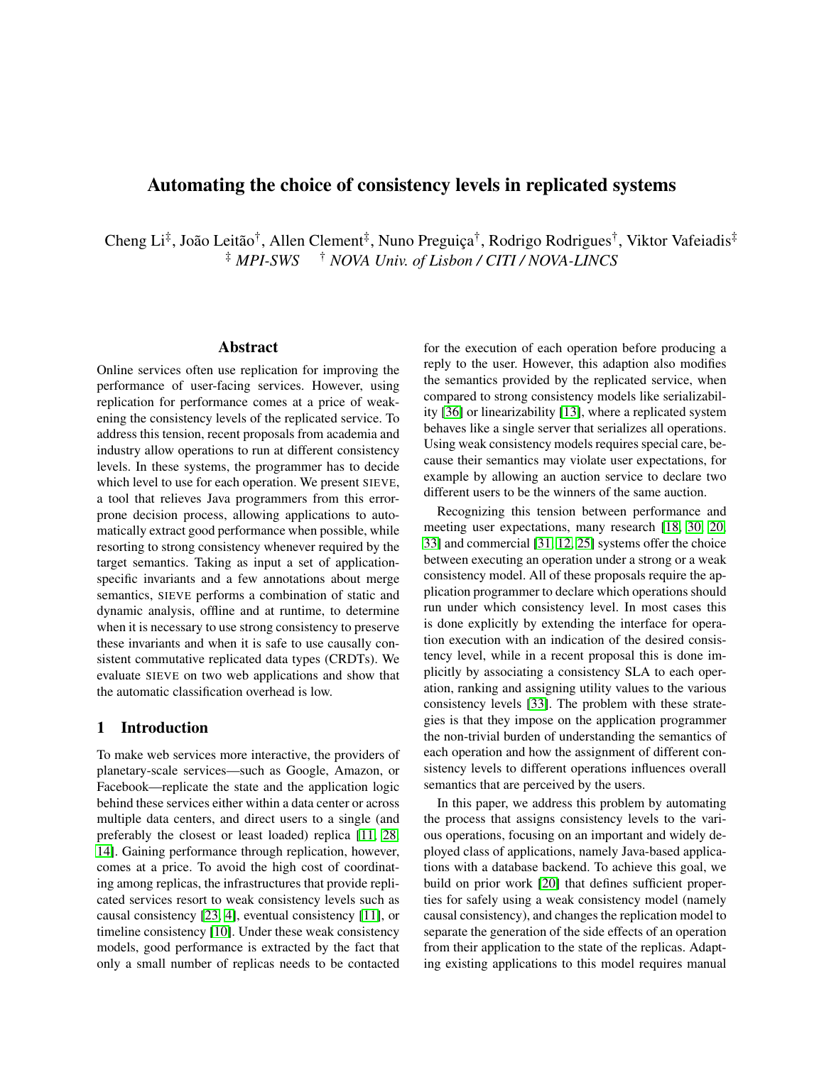# Automating the choice of consistency levels in replicated systems

Cheng Li[‡], João Leitão[†], Allen Clement[‡], Nuno Preguiça[†], Rodrigo Rodrigues[†], Viktor Vafeiadis[‡]
[‡] *MPI-SWS* [†] *NOVA Univ. of Lisbon / CITI / NOVA-LINCS*

## Abstract

Online services often use replication for improving the performance of user-facing services. However, using replication for performance comes at a price of weakening the consistency levels of the replicated service. To address this tension, recent proposals from academia and industry allow operations to run at different consistency levels. In these systems, the programmer has to decide which level to use for each operation. We present SIEVE, a tool that relieves Java programmers from this error-prone decision process, allowing applications to automatically extract good performance when possible, while resorting to strong consistency whenever required by the target semantics. Taking as input a set of application-specific invariants and a few annotations about merge semantics, SIEVE performs a combination of static and dynamic analysis, offline and at runtime, to determine when it is necessary to use strong consistency to preserve these invariants and when it is safe to use causally consistent commutative replicated data types (CRDTs). We evaluate SIEVE on two web applications and show that the automatic classification overhead is low.

## 1 Introduction

To make web services more interactive, the providers of planetary-scale services—such as Google, Amazon, or Facebook—replicate the state and the application logic behind these services either within a data center or across multiple data centers, and direct users to a single (and preferably the closest or least loaded) replica [11, 28, 14]. Gaining performance through replication, however, comes at a price. To avoid the high cost of coordinating among replicas, the infrastructures that provide replicated services resort to weak consistency levels such as causal consistency [23, 4], eventual consistency [11], or timeline consistency [10]. Under these weak consistency models, good performance is extracted by the fact that only a small number of replicas needs to be contacted for the execution of each operation before producing a reply to the user. However, this adaption also modifies the semantics provided by the replicated service, when compared to strong consistency models like serializability [36] or linearizability [13], where a replicated system behaves like a single server that serializes all operations. Using weak consistency models requires special care, because their semantics may violate user expectations, for example by allowing an auction service to declare two different users to be the winners of the same auction.

Recognizing this tension between performance and meeting user expectations, many research [18, 30, 20, 33] and commercial [31, 12, 25] systems offer the choice between executing an operation under a strong or a weak consistency model. All of these proposals require the application programmer to declare which operations should run under which consistency level. In most cases this is done explicitly by extending the interface for operation execution with an indication of the desired consistency level, while in a recent proposal this is done implicitly by associating a consistency SLA to each operation, ranking and assigning utility values to the various consistency levels [33]. The problem with these strategies is that they impose on the application programmer the non-trivial burden of understanding the semantics of each operation and how the assignment of different consistency levels to different operations influences overall semantics that are perceived by the users.

In this paper, we address this problem by automating the process that assigns consistency levels to the various operations, focusing on an important and widely deployed class of applications, namely Java-based applications with a database backend. To achieve this goal, we build on prior work [20] that defines sufficient properties for safely using a weak consistency model (namely causal consistency), and changes the replication model to separate the generation of the side effects of an operation from their application to the state of the replicas. Adapting existing applications to this model requires manual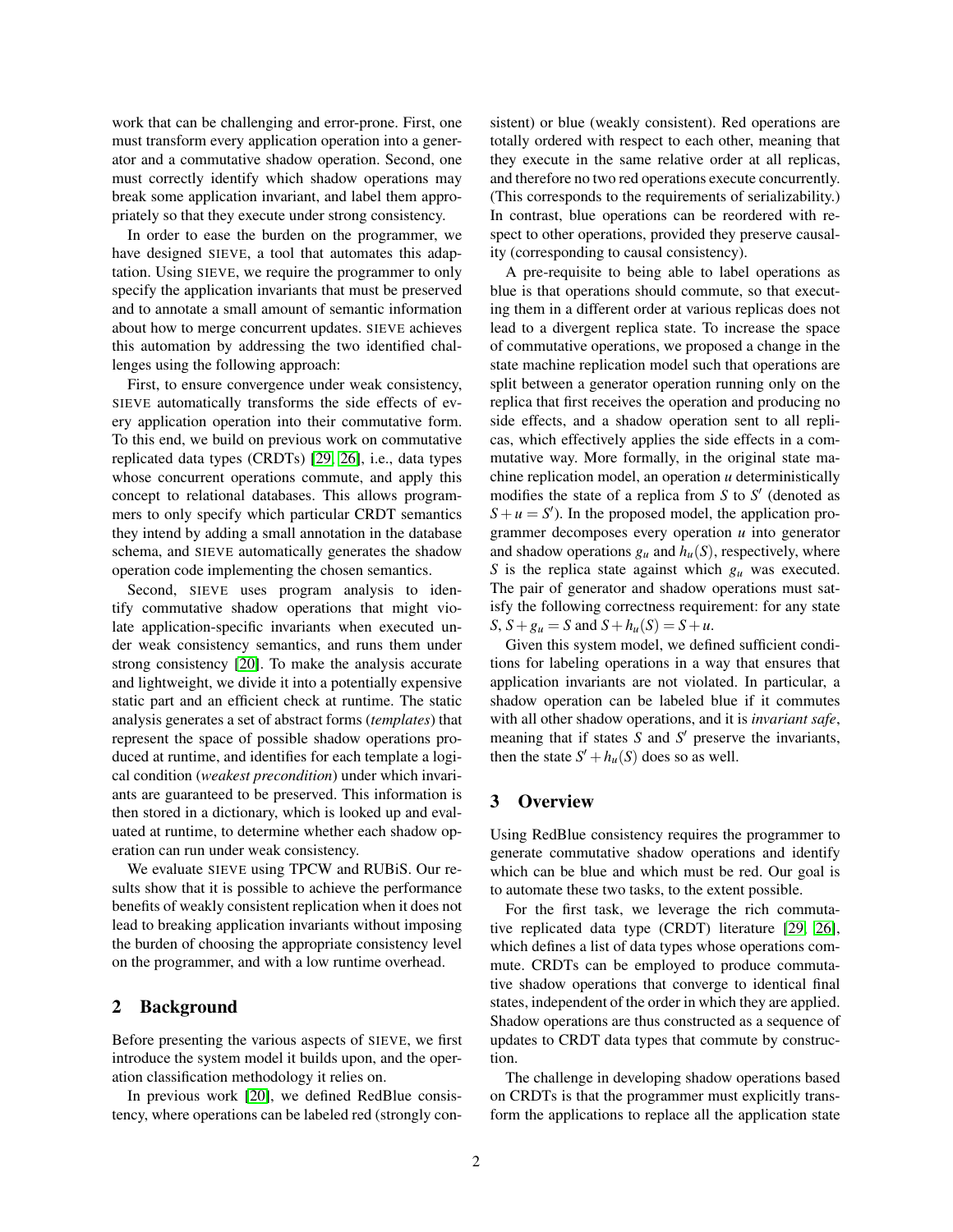work that can be challenging and error-prone. First, one must transform every application operation into a generator and a commutative shadow operation. Second, one must correctly identify which shadow operations may break some application invariant, and label them appropriately so that they execute under strong consistency.

In order to ease the burden on the programmer, we have designed SIEVE, a tool that automates this adaptation. Using SIEVE, we require the programmer to only specify the application invariants that must be preserved and to annotate a small amount of semantic information about how to merge concurrent updates. SIEVE achieves this automation by addressing the two identified challenges using the following approach:

First, to ensure convergence under weak consistency, SIEVE automatically transforms the side effects of every application operation into their commutative form. To this end, we build on previous work on commutative replicated data types (CRDTs) [29, 26], i.e., data types whose concurrent operations commute, and apply this concept to relational databases. This allows programmers to only specify which particular CRDT semantics they intend by adding a small annotation in the database schema, and SIEVE automatically generates the shadow operation code implementing the chosen semantics.

Second, SIEVE uses program analysis to identify commutative shadow operations that might violate application-specific invariants when executed under weak consistency semantics, and runs them under strong consistency [20]. To make the analysis accurate and lightweight, we divide it into a potentially expensive static part and an efficient check at runtime. The static analysis generates a set of abstract forms (*templates*) that represent the space of possible shadow operations produced at runtime, and identifies for each template a logical condition (*weakest precondition*) under which invariants are guaranteed to be preserved. This information is then stored in a dictionary, which is looked up and evaluated at runtime, to determine whether each shadow operation can run under weak consistency.

We evaluate SIEVE using TPCW and RUBiS. Our results show that it is possible to achieve the performance benefits of weakly consistent replication when it does not lead to breaking application invariants without imposing the burden of choosing the appropriate consistency level on the programmer, and with a low runtime overhead.

## 2 Background

Before presenting the various aspects of SIEVE, we first introduce the system model it builds upon, and the operation classification methodology it relies on.

In previous work [20], we defined RedBlue consistency, where operations can be labeled red (strongly consistent) or blue (weakly consistent). Red operations are totally ordered with respect to each other, meaning that they execute in the same relative order at all replicas, and therefore no two red operations execute concurrently. (This corresponds to the requirements of serializability.) In contrast, blue operations can be reordered with respect to other operations, provided they preserve causality (corresponding to causal consistency).

A pre-requisite to being able to label operations as blue is that operations should commute, so that executing them in a different order at various replicas does not lead to a divergent replica state. To increase the space of commutative operations, we proposed a change in the state machine replication model such that operations are split between a generator operation running only on the replica that first receives the operation and producing no side effects, and a shadow operation sent to all replicas, which effectively applies the side effects in a commutative way. More formally, in the original state machine replication model, an operation $u$ deterministically modifies the state of a replica from $S$ to $S'$ (denoted as $S+u=S'$). In the proposed model, the application programmer decomposes every operation $u$ into generator and shadow operations $g_u$ and $h_u(S)$, respectively, where $S$ is the replica state against which $g_u$ was executed. The pair of generator and shadow operations must satisfy the following correctness requirement: for any state $S$, $S+g_u=S$ and $S+h_u(S)=S+u$.

Given this system model, we defined sufficient conditions for labeling operations in a way that ensures that application invariants are not violated. In particular, a shadow operation can be labeled blue if it commutes with all other shadow operations, and it is *invariant safe*, meaning that if states $S$ and $S'$ preserve the invariants, then the state $S'+h_u(S)$ does so as well.

## 3 Overview

Using RedBlue consistency requires the programmer to generate commutative shadow operations and identify which can be blue and which must be red. Our goal is to automate these two tasks, to the extent possible.

For the first task, we leverage the rich commutative replicated data type (CRDT) literature [29, 26], which defines a list of data types whose operations commute. CRDTs can be employed to produce commutative shadow operations that converge to identical final states, independent of the order in which they are applied. Shadow operations are thus constructed as a sequence of updates to CRDT data types that commute by construction.

The challenge in developing shadow operations based on CRDTs is that the programmer must explicitly transform the applications to replace all the application state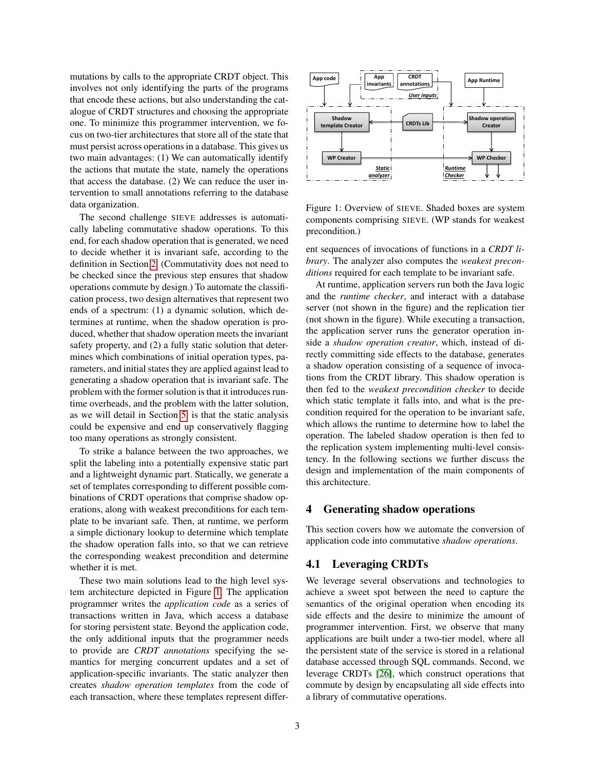mutations by calls to the appropriate CRDT object. This involves not only identifying the parts of the programs that encode these actions, but also understanding the catalogue of CRDT structures and choosing the appropriate one. To minimize this programmer intervention, we focus on two-tier architectures that store all of the state that must persist across operations in a database. This gives us two main advantages: (1) We can automatically identify the actions that mutate the state, namely the operations that access the database. (2) We can reduce the user intervention to small annotations referring to the database data organization.

The second challenge SIEVE addresses is automatically labeling commutative shadow operations. To this end, for each shadow operation that is generated, we need to decide whether it is invariant safe, according to the definition in Section 2. (Commutativity does not need to be checked since the previous step ensures that shadow operations commute by design.) To automate the classification process, two design alternatives that represent two ends of a spectrum: (1) a dynamic solution, which determines at runtime, when the shadow operation is produced, whether that shadow operation meets the invariant safety property, and (2) a fully static solution that determines which combinations of initial operation types, parameters, and initial states they are applied against lead to generating a shadow operation that is invariant safe. The problem with the former solution is that it introduces runtime overheads, and the problem with the latter solution, as we will detail in Section 5, is that the static analysis could be expensive and end up conservatively flagging too many operations as strongly consistent.

To strike a balance between the two approaches, we split the labeling into a potentially expensive static part and a lightweight dynamic part. Statically, we generate a set of templates corresponding to different possible combinations of CRDT operations that comprise shadow operations, along with weakest preconditions for each template to be invariant safe. Then, at runtime, we perform a simple dictionary lookup to determine which template the shadow operation falls into, so that we can retrieve the corresponding weakest precondition and determine whether it is met.

These two main solutions lead to the high level system architecture depicted in Figure 1. The application programmer writes the *application code* as a series of transactions written in Java, which access a database for storing persistent state. Beyond the application code, the only additional inputs that the programmer needs to provide are *CRDT annotations* specifying the semantics for merging concurrent updates and a set of application-specific invariants. The static analyzer then creates *shadow operation templates* from the code of each transaction, where these templates represent different sequences of invocations of functions in a *CRDT library*. The analyzer also computes the *weakest preconditions* required for each template to be invariant safe.

Figure 1: Overview of SIEVE. Shaded boxes are system components comprising SIEVE. (WP stands for weakest precondition.)

At runtime, application servers run both the Java logic and the *runtime checker*, and interact with a database server (not shown in the figure) and the replication tier (not shown in the figure). While executing a transaction, the application server runs the generator operation inside a *shadow operation creator*, which, instead of directly committing side effects to the database, generates a shadow operation consisting of a sequence of invocations from the CRDT library. This shadow operation is then fed to the *weakest precondition checker* to decide which static template it falls into, and what is the precondition required for the operation to be invariant safe, which allows the runtime to determine how to label the operation. The labeled shadow operation is then fed to the replication system implementing multi-level consistency. In the following sections we further discuss the design and implementation of the main components of this architecture.

## 4 Generating shadow operations

This section covers how we automate the conversion of application code into commutative *shadow operations*.

### 4.1 Leveraging CRDTs

We leverage several observations and technologies to achieve a sweet spot between the need to capture the semantics of the original operation when encoding its side effects and the desire to minimize the amount of programmer intervention. First, we observe that many applications are built under a two-tier model, where all the persistent state of the service is stored in a relational database accessed through SQL commands. Second, we leverage CRDTs [26], which construct operations that commute by design by encapsulating all side effects into a library of commutative operations.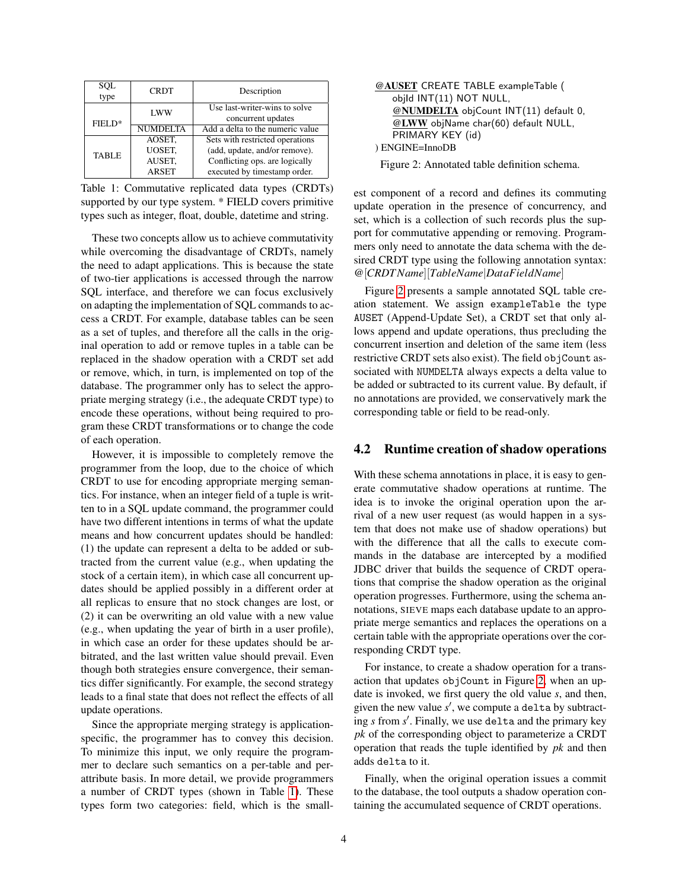| SQL type | CRDT | Description |
|---|---|---|
| FIELD* | LWW | Use last-writer-wins to solve concurrent updates |
| | NUMDELTA | Add a delta to the numeric value |
| TABLE | AOSET, UOSET, AUSET, ARSET | Sets with restricted operations (add, update, and/or remove). Conflicting ops. are logically executed by timestamp order. |

Table 1: Commutative replicated data types (CRDTs) supported by our type system. * FIELD covers primitive types such as integer, float, double, datetime and string.

These two concepts allow us to achieve commutativity while overcoming the disadvantage of CRDTs, namely the need to adapt applications. This is because the state of two-tier applications is accessed through the narrow SQL interface, and therefore we can focus exclusively on adapting the implementation of SQL commands to access a CRDT. For example, database tables can be seen as a set of tuples, and therefore all the calls in the original operation to add or remove tuples in a table can be replaced in the shadow operation with a CRDT set add or remove, which, in turn, is implemented on top of the database. The programmer only has to select the appropriate merging strategy (i.e., the adequate CRDT type) to encode these operations, without being required to program these CRDT transformations or to change the code of each operation.

However, it is impossible to completely remove the programmer from the loop, due to the choice of which CRDT to use for encoding appropriate merging semantics. For instance, when an integer field of a tuple is written to in a SQL update command, the programmer could have two different intentions in terms of what the update means and how concurrent updates should be handled: (1) the update can represent a delta to be added or subtracted from the current value (e.g., when updating the stock of a certain item), in which case all concurrent updates should be applied possibly in a different order at all replicas to ensure that no stock changes are lost, or (2) it can be overwriting an old value with a new value (e.g., when updating the year of birth in a user profile), in which case an order for these updates should be arbitrated, and the last written value should prevail. Even though both strategies ensure convergence, their semantics differ significantly. For example, the second strategy leads to a final state that does not reflect the effects of all update operations.

Since the appropriate merging strategy is application-specific, the programmer has to convey this decision. To minimize this input, we only require the programmer to declare such semantics on a per-table and per-attribute basis. In more detail, we provide programmers a number of CRDT types (shown in Table 1). These types form two categories: field, which is the smallest component of a record and defines its commuting update operation in the presence of concurrency, and set, which is a collection of such records plus the support for commutative appending or removing. Programmers only need to annotate the data schema with the desired CRDT type using the following annotation syntax: @[*CRDTName*][*TableName*|*DataFieldName*]

```
@AUSET CREATE TABLE exampleTable (
    objId INT(11) NOT NULL,
    @NUMDELTA objCount INT(11) default 0,
    @LWW objName char(60) default NULL,
    PRIMARY KEY (id)
) ENGINE=InnoDB
```

Figure 2: Annotated table definition schema.

Figure 2 presents a sample annotated SQL table creation statement. We assign `exampleTable` the type `AUSET` (Append-Update Set), a CRDT set that only allows append and update operations, thus precluding the concurrent insertion and deletion of the same item (less restrictive CRDT sets also exist). The field `objCount` associated with `NUMDELTA` always expects a delta value to be added or subtracted to its current value. By default, if no annotations are provided, we conservatively mark the corresponding table or field to be read-only.

## 4.2 Runtime creation of shadow operations

With these schema annotations in place, it is easy to generate commutative shadow operations at runtime. The idea is to invoke the original operation upon the arrival of a new user request (as would happen in a system that does not make use of shadow operations) but with the difference that all the calls to execute commands in the database are intercepted by a modified JDBC driver that builds the sequence of CRDT operations that comprise the shadow operation as the original operation progresses. Furthermore, using the schema annotations, SIEVE maps each database update to an appropriate merge semantics and replaces the operations on a certain table with the appropriate operations over the corresponding CRDT type.

For instance, to create a shadow operation for a transaction that updates `objCount` in Figure 2, when an update is invoked, we first query the old value $s$, and then, given the new value $s'$, we compute a `delta` by subtracting $s$ from $s'$. Finally, we use `delta` and the primary key $pk$ of the corresponding object to parameterize a CRDT operation that reads the tuple identified by $pk$ and then adds `delta` to it.

Finally, when the original operation issues a commit to the database, the tool outputs a shadow operation containing the accumulated sequence of CRDT operations.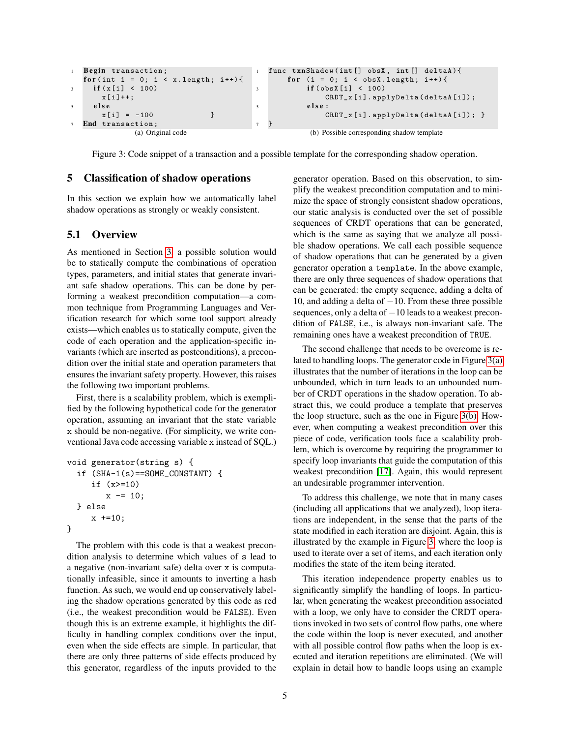```
Begin transaction;
for(int i = 0; i < x.length; i++){
  if(x[i] < 100)
    x[i]++;
  else
    x[i] = -100              }
End transaction;
```

(a) Original code

```
func txnShadow(int[] obsX, int[] deltaA){
    for (i = 0; i < obsX.length; i++){
        if(obsX[i] < 100)
            CRDT_x[i].applyDelta(deltaA[i]);
        else:
            CRDT_x[i].applyDelta(deltaA[i]); }
}
```

(b) Possible corresponding shadow template

Figure 3: Code snippet of a transaction and a possible template for the corresponding shadow operation.

# 5 Classification of shadow operations

In this section we explain how we automatically label shadow operations as strongly or weakly consistent.

## 5.1 Overview

As mentioned in Section 3, a possible solution would be to statically compute the combinations of operation types, parameters, and initial states that generate invariant safe shadow operations. This can be done by performing a weakest precondition computation—a common technique from Programming Languages and Verification research for which some tool support already exists—which enables us to statically compute, given the code of each operation and the application-specific invariants (which are inserted as postconditions), a precondition over the initial state and operation parameters that ensures the invariant safety property. However, this raises the following two important problems.

First, there is a scalability problem, which is exemplified by the following hypothetical code for the generator operation, assuming an invariant that the state variable x should be non-negative. (For simplicity, we write conventional Java code accessing variable x instead of SQL.)

```
void generator(string s) {
  if (SHA-1(s)==SOME_CONSTANT) {
     if (x>=10)
        x -= 10;
  } else
     x +=10;
}
```

The problem with this code is that a weakest precondition analysis to determine which values of s lead to a negative (non-invariant safe) delta over x is computationally infeasible, since it amounts to inverting a hash function. As such, we would end up conservatively labeling the shadow operations generated by this code as red (i.e., the weakest precondition would be FALSE). Even though this is an extreme example, it highlights the difficulty in handling complex conditions over the input, even when the side effects are simple. In particular, that there are only three patterns of side effects produced by this generator, regardless of the inputs provided to the generator operation. Based on this observation, to simplify the weakest precondition computation and to minimize the space of strongly consistent shadow operations, our static analysis is conducted over the set of possible sequences of CRDT operations that can be generated, which is the same as saying that we analyze all possible shadow operations. We call each possible sequence of shadow operations that can be generated by a given generator operation a template. In the above example, there are only three sequences of shadow operations that can be generated: the empty sequence, adding a delta of 10, and adding a delta of $-10$. From these three possible sequences, only a delta of $-10$ leads to a weakest precondition of FALSE, i.e., is always non-invariant safe. The remaining ones have a weakest precondition of TRUE.

The second challenge that needs to be overcome is related to handling loops. The generator code in Figure 3(a) illustrates that the number of iterations in the loop can be unbounded, which in turn leads to an unbounded number of CRDT operations in the shadow operation. To abstract this, we could produce a template that preserves the loop structure, such as the one in Figure 3(b). However, when computing a weakest precondition over this piece of code, verification tools face a scalability problem, which is overcome by requiring the programmer to specify loop invariants that guide the computation of this weakest precondition [17]. Again, this would represent an undesirable programmer intervention.

To address this challenge, we note that in many cases (including all applications that we analyzed), loop iterations are independent, in the sense that the parts of the state modified in each iteration are disjoint. Again, this is illustrated by the example in Figure 3, where the loop is used to iterate over a set of items, and each iteration only modifies the state of the item being iterated.

This iteration independence property enables us to significantly simplify the handling of loops. In particular, when generating the weakest precondition associated with a loop, we only have to consider the CRDT operations invoked in two sets of control flow paths, one where the code within the loop is never executed, and another with all possible control flow paths when the loop is executed and iteration repetitions are eliminated. (We will explain in detail how to handle loops using an example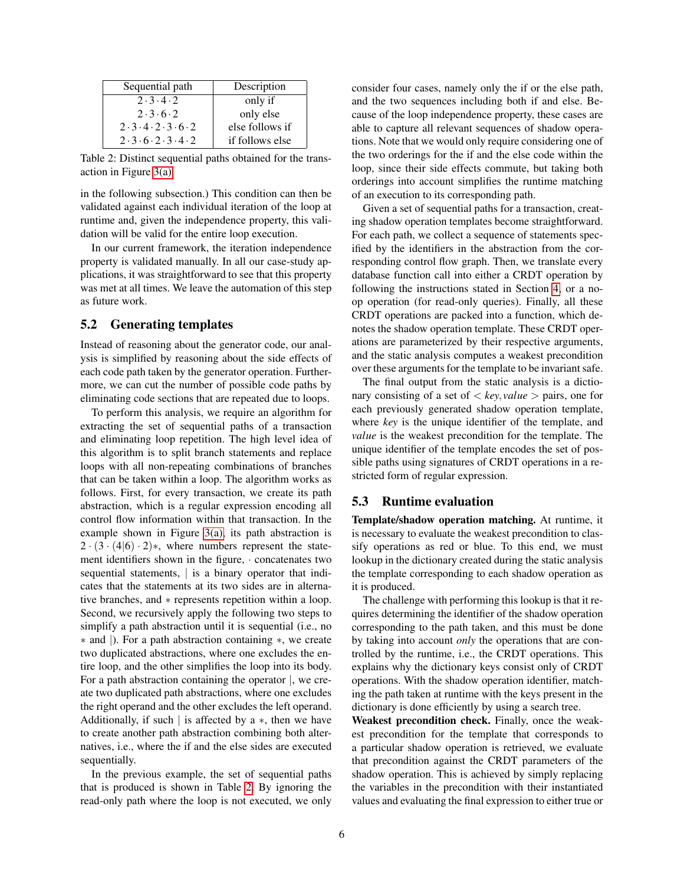| Sequential path | Description |
|---|---|
| $2 \cdot 3 \cdot 4 \cdot 2$ | only if |
| $2 \cdot 3 \cdot 6 \cdot 2$ | only else |
| $2 \cdot 3 \cdot 4 \cdot 2 \cdot 3 \cdot 6 \cdot 2$ | else follows if |
| $2 \cdot 3 \cdot 6 \cdot 2 \cdot 3 \cdot 4 \cdot 2$ | if follows else |

Table 2: Distinct sequential paths obtained for the transaction in Figure 3(a)

in the following subsection.) This condition can then be validated against each individual iteration of the loop at runtime and, given the independence property, this validation will be valid for the entire loop execution.

In our current framework, the iteration independence property is validated manually. In all our case-study applications, it was straightforward to see that this property was met at all times. We leave the automation of this step as future work.

## 5.2 Generating templates

Instead of reasoning about the generator code, our analysis is simplified by reasoning about the side effects of each code path taken by the generator operation. Furthermore, we can cut the number of possible code paths by eliminating code sections that are repeated due to loops.

To perform this analysis, we require an algorithm for extracting the set of sequential paths of a transaction and eliminating loop repetition. The high level idea of this algorithm is to split branch statements and replace loops with all non-repeating combinations of branches that can be taken within a loop. The algorithm works as follows. First, for every transaction, we create its path abstraction, which is a regular expression encoding all control flow information within that transaction. In the example shown in Figure 3(a), its path abstraction is $2 \cdot (3 \cdot (4|6) \cdot 2)*$, where numbers represent the statement identifiers shown in the figure, $\cdot$ concatenates two sequential statements, $|$ is a binary operator that indicates that the statements at its two sides are in alternative branches, and $*$ represents repetition within a loop. Second, we recursively apply the following two steps to simplify a path abstraction until it is sequential (i.e., no $*$ and $|$). For a path abstraction containing $*$, we create two duplicated abstractions, where one excludes the entire loop, and the other simplifies the loop into its body. For a path abstraction containing the operator $|$, we create two duplicated path abstractions, where one excludes the right operand and the other excludes the left operand. Additionally, if such $|$ is affected by a $*$, then we have to create another path abstraction combining both alternatives, i.e., where the if and the else sides are executed sequentially.

In the previous example, the set of sequential paths that is produced is shown in Table 2. By ignoring the read-only path where the loop is not executed, we only consider four cases, namely only the if or the else path, and the two sequences including both if and else. Because of the loop independence property, these cases are able to capture all relevant sequences of shadow operations. Note that we would only require considering one of the two orderings for the if and the else code within the loop, since their side effects commute, but taking both orderings into account simplifies the runtime matching of an execution to its corresponding path.

Given a set of sequential paths for a transaction, creating shadow operation templates become straightforward. For each path, we collect a sequence of statements specified by the identifiers in the abstraction from the corresponding control flow graph. Then, we translate every database function call into either a CRDT operation by following the instructions stated in Section 4, or a no-op operation (for read-only queries). Finally, all these CRDT operations are packed into a function, which denotes the shadow operation template. These CRDT operations are parameterized by their respective arguments, and the static analysis computes a weakest precondition over these arguments for the template to be invariant safe.

The final output from the static analysis is a dictionary consisting of a set of $< key, value >$ pairs, one for each previously generated shadow operation template, where *key* is the unique identifier of the template, and *value* is the weakest precondition for the template. The unique identifier of the template encodes the set of possible paths using signatures of CRDT operations in a restricted form of regular expression.

## 5.3 Runtime evaluation

**Template/shadow operation matching.** At runtime, it is necessary to evaluate the weakest precondition to classify operations as red or blue. To this end, we must lookup in the dictionary created during the static analysis the template corresponding to each shadow operation as it is produced.

The challenge with performing this lookup is that it requires determining the identifier of the shadow operation corresponding to the path taken, and this must be done by taking into account *only* the operations that are controlled by the runtime, i.e., the CRDT operations. This explains why the dictionary keys consist only of CRDT operations. With the shadow operation identifier, matching the path taken at runtime with the keys present in the dictionary is done efficiently by using a search tree.

**Weakest precondition check.** Finally, once the weakest precondition for the template that corresponds to a particular shadow operation is retrieved, we evaluate that precondition against the CRDT parameters of the shadow operation. This is achieved by simply replacing the variables in the precondition with their instantiated values and evaluating the final expression to either true or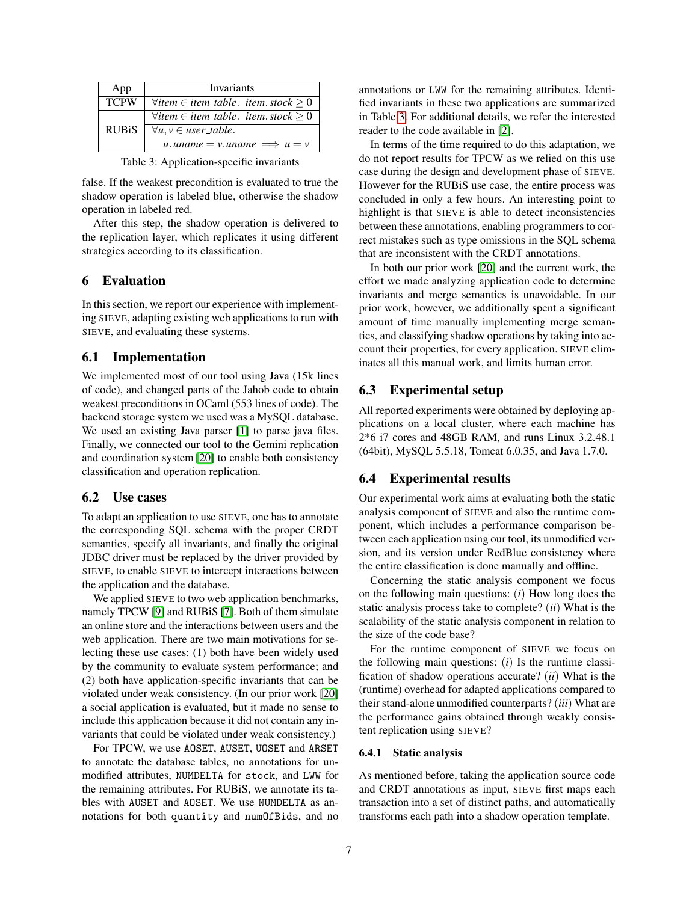| App | Invariants |
| --- | --- |
| TCPW | $\forall item \in item\_table.\ item.stock \geq 0$ |
| RUBiS | $\forall item \in item\_table.\ item.stock \geq 0$ |
| | $\forall u, v \in user\_table.$ $u.uname = v.uname \implies u = v$ |

Table 3: Application-specific invariants

false. If the weakest precondition is evaluated to true the shadow operation is labeled blue, otherwise the shadow operation in labeled red.

After this step, the shadow operation is delivered to the replication layer, which replicates it using different strategies according to its classification.

## 6 Evaluation

In this section, we report our experience with implementing SIEVE, adapting existing web applications to run with SIEVE, and evaluating these systems.

### 6.1 Implementation

We implemented most of our tool using Java (15k lines of code), and changed parts of the Jahob code to obtain weakest preconditions in OCaml (553 lines of code). The backend storage system we used was a MySQL database. We used an existing Java parser [1] to parse java files. Finally, we connected our tool to the Gemini replication and coordination system [20] to enable both consistency classification and operation replication.

### 6.2 Use cases

To adapt an application to use SIEVE, one has to annotate the corresponding SQL schema with the proper CRDT semantics, specify all invariants, and finally the original JDBC driver must be replaced by the driver provided by SIEVE, to enable SIEVE to intercept interactions between the application and the database.

We applied SIEVE to two web application benchmarks, namely TPCW [9] and RUBiS [7]. Both of them simulate an online store and the interactions between users and the web application. There are two main motivations for selecting these use cases: (1) both have been widely used by the community to evaluate system performance; and (2) both have application-specific invariants that can be violated under weak consistency. (In our prior work [20] a social application is evaluated, but it made no sense to include this application because it did not contain any invariants that could be violated under weak consistency.)

For TPCW, we use `AOSET`, `AUSET`, `UOSET` and `ARSET` to annotate the database tables, no annotations for unmodified attributes, `NUMDELTA` for `stock`, and `LWW` for the remaining attributes. For RUBiS, we annotate its tables with `AUSET` and `AOSET`. We use `NUMDELTA` as annotations for both `quantity` and `numOfBids`, and no annotations or `LWW` for the remaining attributes. Identified invariants in these two applications are summarized in Table 3. For additional details, we refer the interested reader to the code available in [2].

In terms of the time required to do this adaptation, we do not report results for TPCW as we relied on this use case during the design and development phase of SIEVE. However for the RUBiS use case, the entire process was concluded in only a few hours. An interesting point to highlight is that SIEVE is able to detect inconsistencies between these annotations, enabling programmers to correct mistakes such as type omissions in the SQL schema that are inconsistent with the CRDT annotations.

In both our prior work [20] and the current work, the effort we made analyzing application code to determine invariants and merge semantics is unavoidable. In our prior work, however, we additionally spent a significant amount of time manually implementing merge semantics, and classifying shadow operations by taking into account their properties, for every application. SIEVE eliminates all this manual work, and limits human error.

### 6.3 Experimental setup

All reported experiments were obtained by deploying applications on a local cluster, where each machine has 2*6 i7 cores and 48GB RAM, and runs Linux 3.2.48.1 (64bit), MySQL 5.5.18, Tomcat 6.0.35, and Java 1.7.0.

### 6.4 Experimental results

Our experimental work aims at evaluating both the static analysis component of SIEVE and also the runtime component, which includes a performance comparison between each application using our tool, its unmodified version, and its version under RedBlue consistency where the entire classification is done manually and offline.

Concerning the static analysis component we focus on the following main questions: (*i*) How long does the static analysis process take to complete? (*ii*) What is the scalability of the static analysis component in relation to the size of the code base?

For the runtime component of SIEVE we focus on the following main questions: (*i*) Is the runtime classification of shadow operations accurate? (*ii*) What is the (runtime) overhead for adapted applications compared to their stand-alone unmodified counterparts? (*iii*) What are the performance gains obtained through weakly consistent replication using SIEVE?

#### 6.4.1 Static analysis

As mentioned before, taking the application source code and CRDT annotations as input, SIEVE first maps each transaction into a set of distinct paths, and automatically transforms each path into a shadow operation template.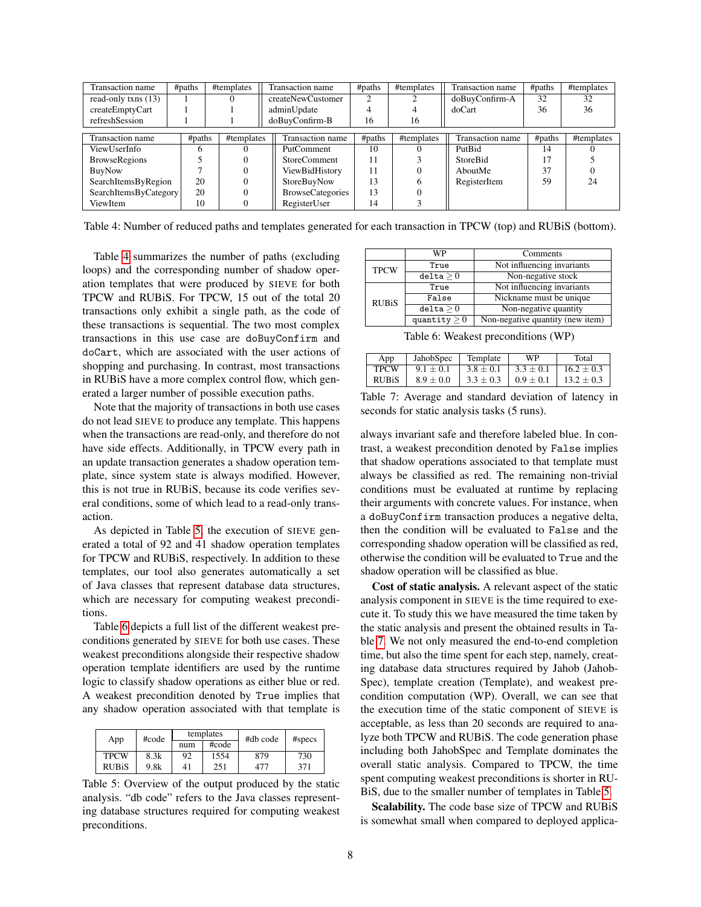| Transaction name | #paths | #templates | Transaction name | #paths | #templates | Transaction name | #paths | #templates |
|---|---|---|---|---|---|---|---|---|
| read-only txns (13) | 1 | 0 | createNewCustomer | 2 | 2 | doBuyConfirm-A | 32 | 32 |
| createEmptyCart | 1 | 1 | adminUpdate | 4 | 4 | doCart | 36 | 36 |
| refreshSession | 1 | 1 | doBuyConfirm-B | 16 | 16 | | | |

| Transaction name | #paths | #templates | Transaction name | #paths | #templates | Transaction name | #paths | #templates |
|---|---|---|---|---|---|---|---|---|
| ViewUserInfo | 6 | 0 | PutComment | 10 | 0 | PutBid | 14 | 0 |
| BrowseRegions | 5 | 0 | StoreComment | 11 | 3 | StoreBid | 17 | 5 |
| BuyNow | 7 | 0 | ViewBidHistory | 11 | 0 | AboutMe | 37 | 0 |
| SearchItemsByRegion | 20 | 0 | StoreBuyNow | 13 | 6 | RegisterItem | 59 | 24 |
| SearchItemsByCategory | 20 | 0 | BrowseCategories | 13 | 0 | | | |
| ViewItem | 10 | 0 | RegisterUser | 14 | 3 | | | |

Table 4: Number of reduced paths and templates generated for each transaction in TPCW (top) and RUBiS (bottom).

Table 4 summarizes the number of paths (excluding loops) and the corresponding number of shadow operation templates that were produced by SIEVE for both TPCW and RUBiS. For TPCW, 15 out of the total 20 transactions only exhibit a single path, as the code of these transactions is sequential. The two most complex transactions in this use case are `doBuyConfirm` and `doCart`, which are associated with the user actions of shopping and purchasing. In contrast, most transactions in RUBiS have a more complex control flow, which generated a larger number of possible execution paths.

Note that the majority of transactions in both use cases do not lead SIEVE to produce any template. This happens when the transactions are read-only, and therefore do not have side effects. Additionally, in TPCW every path in an update transaction generates a shadow operation template, since system state is always modified. However, this is not true in RUBiS, because its code verifies several conditions, some of which lead to a read-only transaction.

As depicted in Table 5, the execution of SIEVE generated a total of 92 and 41 shadow operation templates for TPCW and RUBiS, respectively. In addition to these templates, our tool also generates automatically a set of Java classes that represent database data structures, which are necessary for computing weakest preconditions.

Table 6 depicts a full list of the different weakest preconditions generated by SIEVE for both use cases. These weakest preconditions alongside their respective shadow operation template identifiers are used by the runtime logic to classify shadow operations as either blue or red. A weakest precondition denoted by `True` implies that any shadow operation associated with that template is always invariant safe and therefore labeled blue. In contrast, a weakest precondition denoted by `False` implies that shadow operations associated to that template must always be classified as red. The remaining non-trivial conditions must be evaluated at runtime by replacing their arguments with concrete values. For instance, when a `doBuyConfirm` transaction produces a negative delta, then the condition will be evaluated to `False` and the corresponding shadow operation will be classified as red, otherwise the condition will be evaluated to `True` and the shadow operation will be classified as blue.

| App | #code | templates | | #db code | #specs |
|---|---|---|---|---|---|
| | | num | #code | | |
| TPCW | 8.3k | 92 | 1554 | 879 | 730 |
| RUBiS | 9.8k | 41 | 251 | 477 | 371 |

Table 5: Overview of the output produced by the static analysis. "db code" refers to the Java classes representing database structures required for computing weakest preconditions.

| | WP | Comments |
|---|---|---|
| TPCW | `True` | Not influencing invariants |
| | $\texttt{delta} \geq 0$ | Non-negative stock |
| RUBiS | `True` | Not influencing invariants |
| | `False` | Nickname must be unique |
| | $\texttt{delta} \geq 0$ | Non-negative quantity |
| | $\texttt{quantity} \geq 0$ | Non-negative quantity (new item) |

Table 6: Weakest preconditions (WP)

| App | JahobSpec | Template | WP | Total |
|---|---|---|---|---|
| TPCW | $9.1 \pm 0.1$ | $3.8 \pm 0.1$ | $3.3 \pm 0.1$ | $16.2 \pm 0.3$ |
| RUBiS | $8.9 \pm 0.0$ | $3.3 \pm 0.3$ | $0.9 \pm 0.1$ | $13.2 \pm 0.3$ |

Table 7: Average and standard deviation of latency in seconds for static analysis tasks (5 runs).

**Cost of static analysis.** A relevant aspect of the static analysis component in SIEVE is the time required to execute it. To study this we have measured the time taken by the static analysis and present the obtained results in Table 7. We not only measured the end-to-end completion time, but also the time spent for each step, namely, creating database data structures required by Jahob (JahobSpec), template creation (Template), and weakest precondition computation (WP). Overall, we can see that the execution time of the static component of SIEVE is acceptable, as less than 20 seconds are required to analyze both TPCW and RUBiS. The code generation phase including both JahobSpec and Template dominates the overall static analysis. Compared to TPCW, the time spent computing weakest preconditions is shorter in RUBiS, due to the smaller number of templates in Table 5.

**Scalability.** The code base size of TPCW and RUBiS is somewhat small when compared to deployed applica-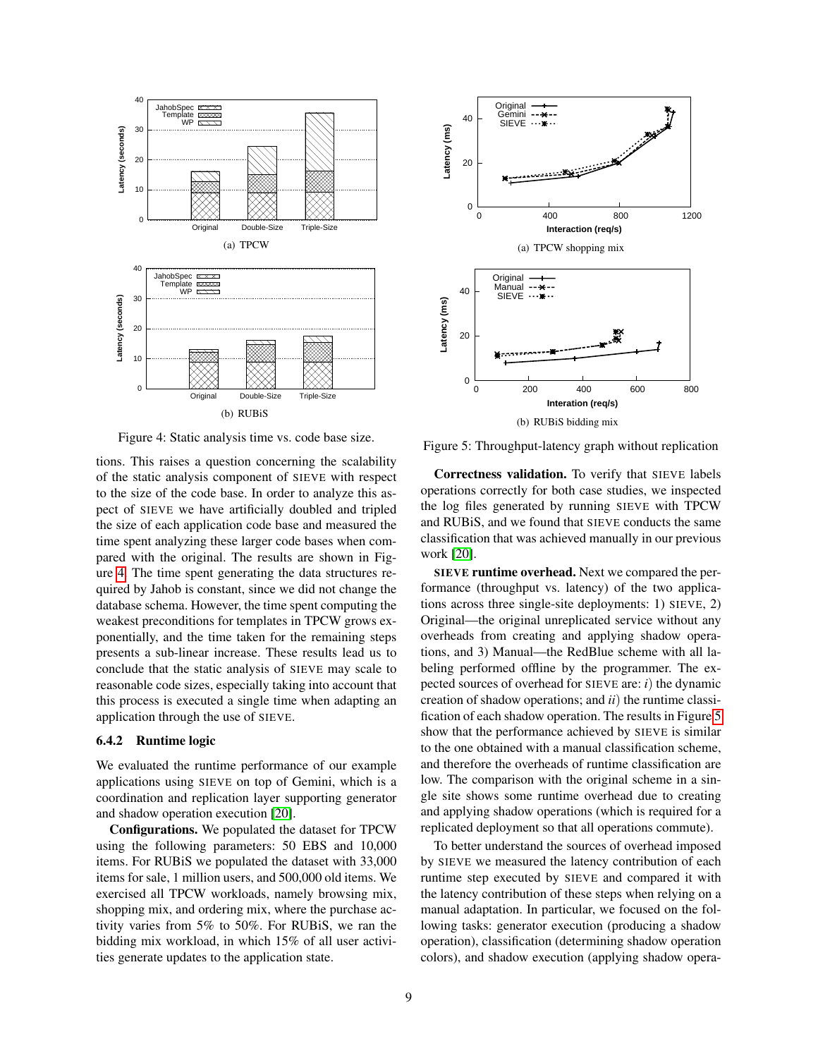Figure 4: Static analysis time vs. code base size.

(a) TPCW

(b) RUBiS

Figure 5: Throughput-latency graph without replication

(a) TPCW shopping mix

(b) RUBiS bidding mix

tions. This raises a question concerning the scalability of the static analysis component of SIEVE with respect to the size of the code base. In order to analyze this aspect of SIEVE we have artificially doubled and tripled the size of each application code base and measured the time spent analyzing these larger code bases when compared with the original. The results are shown in Figure 4. The time spent generating the data structures required by Jahob is constant, since we did not change the database schema. However, the time spent computing the weakest preconditions for templates in TPCW grows exponentially, and the time taken for the remaining steps presents a sub-linear increase. These results lead us to conclude that the static analysis of SIEVE may scale to reasonable code sizes, especially taking into account that this process is executed a single time when adapting an application through the use of SIEVE.

### 6.4.2 Runtime logic

We evaluated the runtime performance of our example applications using SIEVE on top of Gemini, which is a coordination and replication layer supporting generator and shadow operation execution [20].

**Configurations.** We populated the dataset for TPCW using the following parameters: 50 EBS and 10,000 items. For RUBiS we populated the dataset with 33,000 items for sale, 1 million users, and 500,000 old items. We exercised all TPCW workloads, namely browsing mix, shopping mix, and ordering mix, where the purchase activity varies from 5% to 50%. For RUBiS, we ran the bidding mix workload, in which 15% of all user activities generate updates to the application state.

**Correctness validation.** To verify that SIEVE labels operations correctly for both case studies, we inspected the log files generated by running SIEVE with TPCW and RUBiS, and we found that SIEVE conducts the same classification that was achieved manually in our previous work [20].

**SIEVE runtime overhead.** Next we compared the performance (throughput vs. latency) of the two applications across three single-site deployments: 1) SIEVE, 2) Original—the original unreplicated service without any overheads from creating and applying shadow operations, and 3) Manual—the RedBlue scheme with all labeling performed offline by the programmer. The expected sources of overhead for SIEVE are: *i*) the dynamic creation of shadow operations; and *ii*) the runtime classification of each shadow operation. The results in Figure 5 show that the performance achieved by SIEVE is similar to the one obtained with a manual classification scheme, and therefore the overheads of runtime classification are low. The comparison with the original scheme in a single site shows some runtime overhead due to creating and applying shadow operations (which is required for a replicated deployment so that all operations commute).

To better understand the sources of overhead imposed by SIEVE we measured the latency contribution of each runtime step executed by SIEVE and compared it with the latency contribution of these steps when relying on a manual adaptation. In particular, we focused on the following tasks: generator execution (producing a shadow operation), classification (determining shadow operation colors), and shadow execution (applying shadow opera-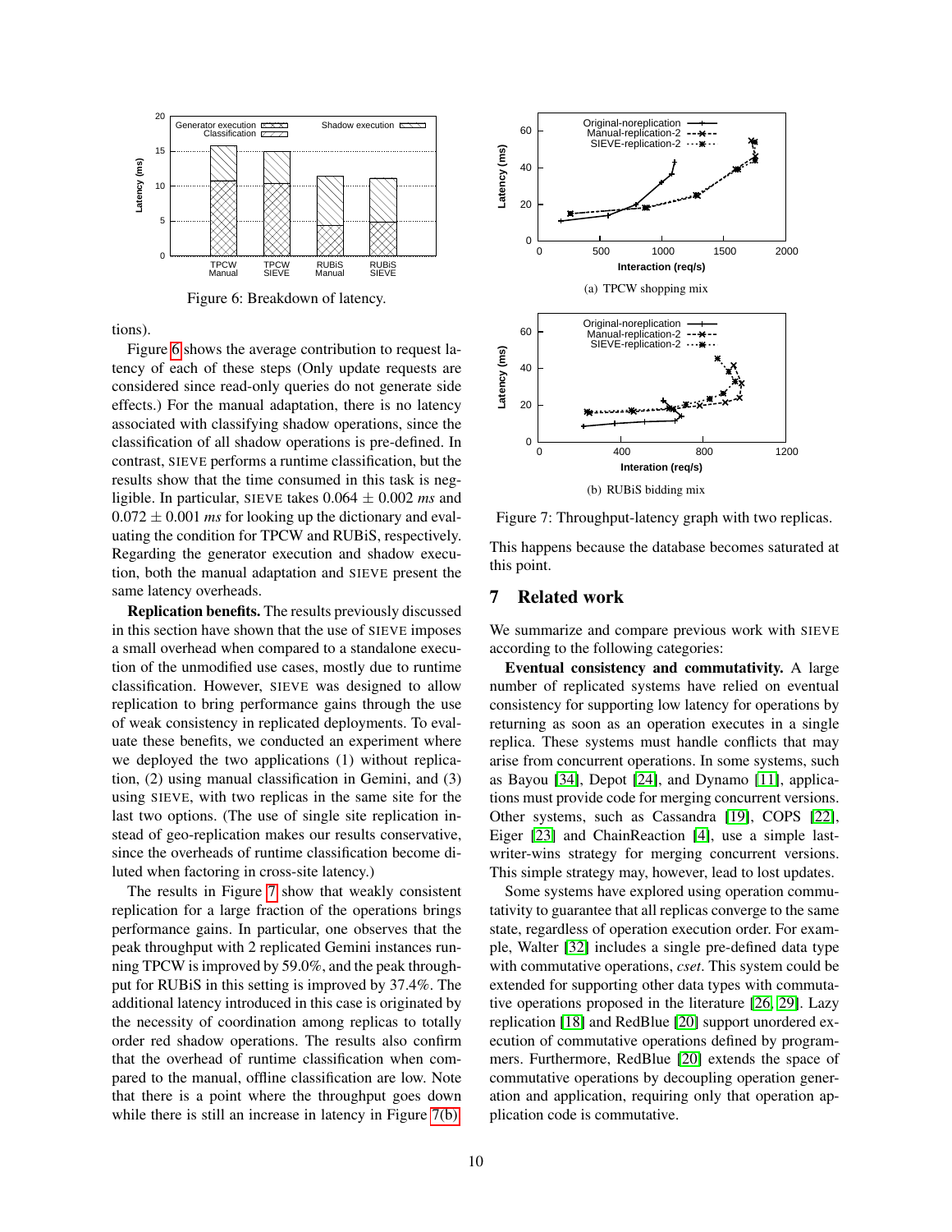Figure 6: Breakdown of latency.

tions).

Figure 6 shows the average contribution to request latency of each of these steps (Only update requests are considered since read-only queries do not generate side effects.) For the manual adaptation, there is no latency associated with classifying shadow operations, since the classification of all shadow operations is pre-defined. In contrast, SIEVE performs a runtime classification, but the results show that the time consumed in this task is negligible. In particular, SIEVE takes $0.064 \pm 0.002$ *ms* and $0.072 \pm 0.001$ *ms* for looking up the dictionary and evaluating the condition for TPCW and RUBiS, respectively. Regarding the generator execution and shadow execution, both the manual adaptation and SIEVE present the same latency overheads.

**Replication benefits.** The results previously discussed in this section have shown that the use of SIEVE imposes a small overhead when compared to a standalone execution of the unmodified use cases, mostly due to runtime classification. However, SIEVE was designed to allow replication to bring performance gains through the use of weak consistency in replicated deployments. To evaluate these benefits, we conducted an experiment where we deployed the two applications (1) without replication, (2) using manual classification in Gemini, and (3) using SIEVE, with two replicas in the same site for the last two options. (The use of single site replication instead of geo-replication makes our results conservative, since the overheads of runtime classification become diluted when factoring in cross-site latency.)

The results in Figure 7 show that weakly consistent replication for a large fraction of the operations brings performance gains. In particular, one observes that the peak throughput with 2 replicated Gemini instances running TPCW is improved by 59.0%, and the peak throughput for RUBiS in this setting is improved by 37.4%. The additional latency introduced in this case is originated by the necessity of coordination among replicas to totally order red shadow operations. The results also confirm that the overhead of runtime classification when compared to the manual, offline classification are low. Note that there is a point where the throughput goes down while there is still an increase in latency in Figure 7(b).

(a) TPCW shopping mix

(b) RUBiS bidding mix

Figure 7: Throughput-latency graph with two replicas.

This happens because the database becomes saturated at this point.

## 7 Related work

We summarize and compare previous work with SIEVE according to the following categories:

**Eventual consistency and commutativity.** A large number of replicated systems have relied on eventual consistency for supporting low latency for operations by returning as soon as an operation executes in a single replica. These systems must handle conflicts that may arise from concurrent operations. In some systems, such as Bayou [34], Depot [24], and Dynamo [11], applications must provide code for merging concurrent versions. Other systems, such as Cassandra [19], COPS [22], Eiger [23] and ChainReaction [4], use a simple last-writer-wins strategy for merging concurrent versions. This simple strategy may, however, lead to lost updates.

Some systems have explored using operation commutativity to guarantee that all replicas converge to the same state, regardless of operation execution order. For example, Walter [32] includes a single pre-defined data type with commutative operations, *cset*. This system could be extended for supporting other data types with commutative operations proposed in the literature [26, 29]. Lazy replication [18] and RedBlue [20] support unordered execution of commutative operations defined by programmers. Furthermore, RedBlue [20] extends the space of commutative operations by decoupling operation generation and application, requiring only that operation application code is commutative.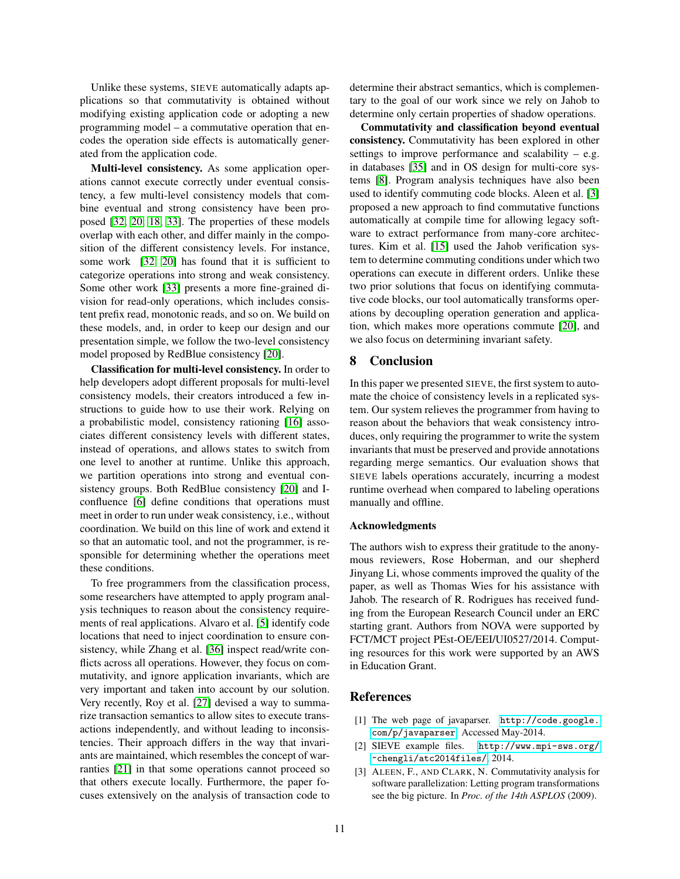Unlike these systems, SIEVE automatically adapts applications so that commutativity is obtained without modifying existing application code or adopting a new programming model – a commutative operation that encodes the operation side effects is automatically generated from the application code.

**Multi-level consistency.** As some application operations cannot execute correctly under eventual consistency, a few multi-level consistency models that combine eventual and strong consistency have been proposed [32, 20, 18, 33]. The properties of these models overlap with each other, and differ mainly in the composition of the different consistency levels. For instance, some work [32, 20] has found that it is sufficient to categorize operations into strong and weak consistency. Some other work [33] presents a more fine-grained division for read-only operations, which includes consistent prefix read, monotonic reads, and so on. We build on these models, and, in order to keep our design and our presentation simple, we follow the two-level consistency model proposed by RedBlue consistency [20].

**Classification for multi-level consistency.** In order to help developers adopt different proposals for multi-level consistency models, their creators introduced a few instructions to guide how to use their work. Relying on a probabilistic model, consistency rationing [16] associates different consistency levels with different states, instead of operations, and allows states to switch from one level to another at runtime. Unlike this approach, we partition operations into strong and eventual consistency groups. Both RedBlue consistency [20] and I-confluence [6] define conditions that operations must meet in order to run under weak consistency, i.e., without coordination. We build on this line of work and extend it so that an automatic tool, and not the programmer, is responsible for determining whether the operations meet these conditions.

To free programmers from the classification process, some researchers have attempted to apply program analysis techniques to reason about the consistency requirements of real applications. Alvaro et al. [5] identify code locations that need to inject coordination to ensure consistency, while Zhang et al. [36] inspect read/write conflicts across all operations. However, they focus on commutativity, and ignore application invariants, which are very important and taken into account by our solution. Very recently, Roy et al. [27] devised a way to summarize transaction semantics to allow sites to execute transactions independently, and without leading to inconsistencies. Their approach differs in the way that invariants are maintained, which resembles the concept of warranties [21] in that some operations cannot proceed so that others execute locally. Furthermore, the paper focuses extensively on the analysis of transaction code to determine their abstract semantics, which is complementary to the goal of our work since we rely on Jahob to determine only certain properties of shadow operations.

**Commutativity and classification beyond eventual consistency.** Commutativity has been explored in other settings to improve performance and scalability – e.g. in databases [35] and in OS design for multi-core systems [8]. Program analysis techniques have also been used to identify commuting code blocks. Aleen et al. [3] proposed a new approach to find commutative functions automatically at compile time for allowing legacy software to extract performance from many-core architectures. Kim et al. [15] used the Jahob verification system to determine commuting conditions under which two operations can execute in different orders. Unlike these two prior solutions that focus on identifying commutative code blocks, our tool automatically transforms operations by decoupling operation generation and application, which makes more operations commute [20], and we also focus on determining invariant safety.

## 8 Conclusion

In this paper we presented SIEVE, the first system to automate the choice of consistency levels in a replicated system. Our system relieves the programmer from having to reason about the behaviors that weak consistency introduces, only requiring the programmer to write the system invariants that must be preserved and provide annotations regarding merge semantics. Our evaluation shows that SIEVE labels operations accurately, incurring a modest runtime overhead when compared to labeling operations manually and offline.

### Acknowledgments

The authors wish to express their gratitude to the anonymous reviewers, Rose Hoberman, and our shepherd Jinyang Li, whose comments improved the quality of the paper, as well as Thomas Wies for his assistance with Jahob. The research of R. Rodrigues has received funding from the European Research Council under an ERC starting grant. Authors from NOVA were supported by FCT/MCT project PEst-OE/EEI/UI0527/2014. Computing resources for this work were supported by an AWS in Education Grant.

## References

[1] The web page of javaparser. `http://code.google.com/p/javaparser`. Accessed May-2014.

[2] SIEVE example files. `http://www.mpi-sws.org/~chengli/atc2014files/`, 2014.

[3] ALEEN, F., AND CLARK, N. Commutativity analysis for software parallelization: Letting program transformations see the big picture. In *Proc. of the 14th ASPLOS* (2009).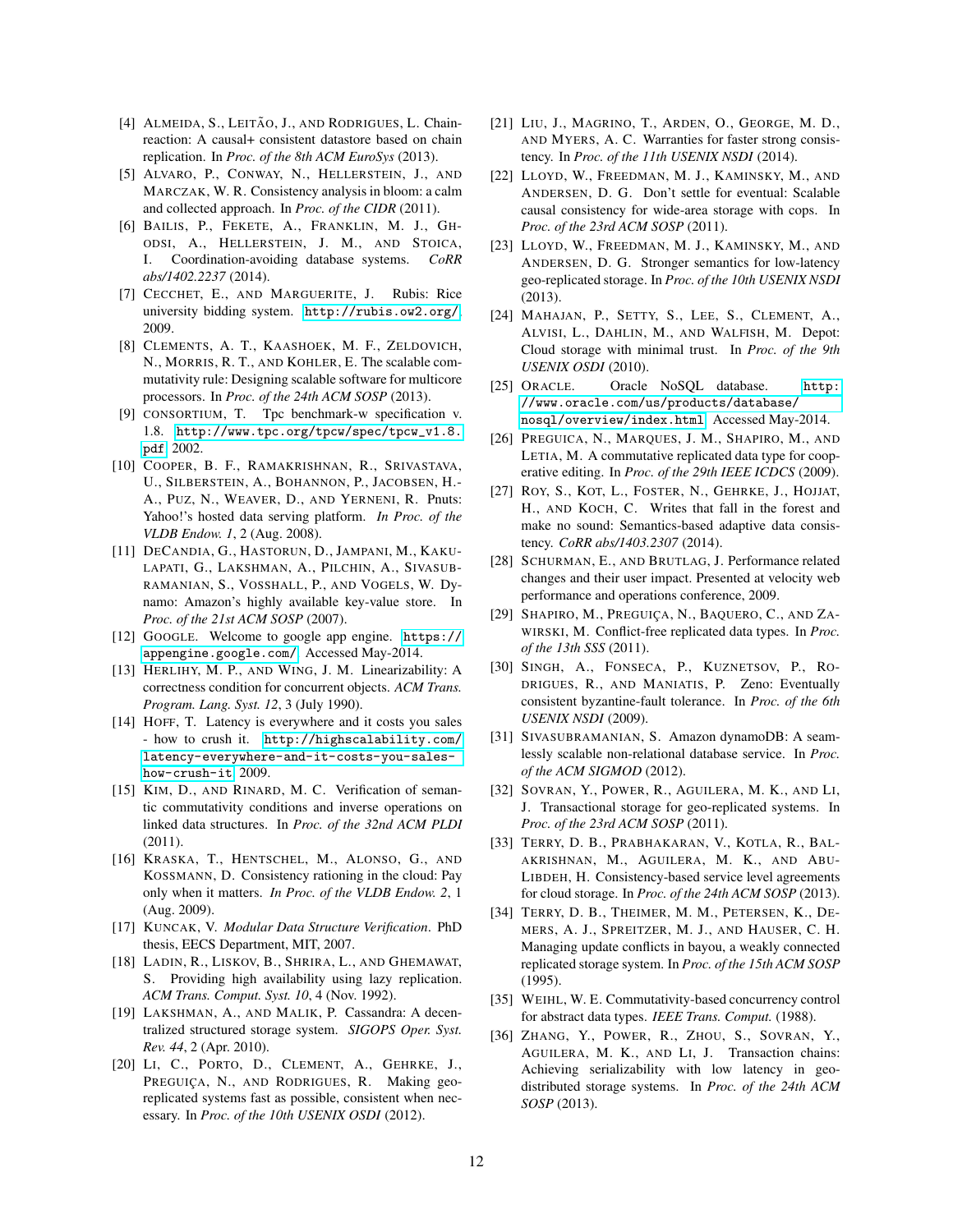[4] Almeida, S., Leitão, J., and Rodrigues, L. Chain-reaction: A causal+ consistent datastore based on chain replication. In *Proc. of the 8th ACM EuroSys* (2013).

[5] Alvaro, P., Conway, N., Hellerstein, J., and Marczak, W. R. Consistency analysis in bloom: a calm and collected approach. In *Proc. of the CIDR* (2011).

[6] Bailis, P., Fekete, A., Franklin, M. J., Ghodsi, A., Hellerstein, J. M., and Stoica, I. Coordination-avoiding database systems. *CoRR abs/1402.2237* (2014).

[7] Cecchet, E., and Marguerite, J. Rubis: Rice university bidding system. http://rubis.ow2.org/, 2009.

[8] Clements, A. T., Kaashoek, M. F., Zeldovich, N., Morris, R. T., and Kohler, E. The scalable commutativity rule: Designing scalable software for multicore processors. In *Proc. of the 24th ACM SOSP* (2013).

[9] consortium, T. Tpc benchmark-w specification v. 1.8. http://www.tpc.org/tpcw/spec/tpcw_v1.8.pdf, 2002.

[10] Cooper, B. F., Ramakrishnan, R., Srivastava, U., Silberstein, A., Bohannon, P., Jacobsen, H.-A., Puz, N., Weaver, D., and Yerneni, R. Pnuts: Yahoo!'s hosted data serving platform. *In Proc. of the VLDB Endow. 1*, 2 (Aug. 2008).

[11] DeCandia, G., Hastorun, D., Jampani, M., Kakulapati, G., Lakshman, A., Pilchin, A., Sivasubramanian, S., Vosshall, P., and Vogels, W. Dynamo: Amazon's highly available key-value store. In *Proc. of the 21st ACM SOSP* (2007).

[12] Google. Welcome to google app engine. https://appengine.google.com/. Accessed May-2014.

[13] Herlihy, M. P., and Wing, J. M. Linearizability: A correctness condition for concurrent objects. *ACM Trans. Program. Lang. Syst. 12*, 3 (July 1990).

[14] Hoff, T. Latency is everywhere and it costs you sales - how to crush it. http://highscalability.com/latency-everywhere-and-it-costs-you-sales-how-crush-it, 2009.

[15] Kim, D., and Rinard, M. C. Verification of semantic commutativity conditions and inverse operations on linked data structures. In *Proc. of the 32nd ACM PLDI* (2011).

[16] Kraska, T., Hentschel, M., Alonso, G., and Kossmann, D. Consistency rationing in the cloud: Pay only when it matters. *In Proc. of the VLDB Endow. 2*, 1 (Aug. 2009).

[17] Kuncak, V. *Modular Data Structure Verification*. PhD thesis, EECS Department, MIT, 2007.

[18] Ladin, R., Liskov, B., Shrira, L., and Ghemawat, S. Providing high availability using lazy replication. *ACM Trans. Comput. Syst. 10*, 4 (Nov. 1992).

[19] Lakshman, A., and Malik, P. Cassandra: A decentralized structured storage system. *SIGOPS Oper. Syst. Rev. 44*, 2 (Apr. 2010).

[20] Li, C., Porto, D., Clement, A., Gehrke, J., Preguiça, N., and Rodrigues, R. Making geo-replicated systems fast as possible, consistent when necessary. In *Proc. of the 10th USENIX OSDI* (2012).

[21] Liu, J., Magrino, T., Arden, O., George, M. D., and Myers, A. C. Warranties for faster strong consistency. In *Proc. of the 11th USENIX NSDI* (2014).

[22] Lloyd, W., Freedman, M. J., Kaminsky, M., and Andersen, D. G. Don't settle for eventual: Scalable causal consistency for wide-area storage with cops. In *Proc. of the 23rd ACM SOSP* (2011).

[23] Lloyd, W., Freedman, M. J., Kaminsky, M., and Andersen, D. G. Stronger semantics for low-latency geo-replicated storage. In *Proc. of the 10th USENIX NSDI* (2013).

[24] Mahajan, P., Setty, S., Lee, S., Clement, A., Alvisi, L., Dahlin, M., and Walfish, M. Depot: Cloud storage with minimal trust. In *Proc. of the 9th USENIX OSDI* (2010).

[25] Oracle. Oracle NoSQL database. http://www.oracle.com/us/products/database/nosql/overview/index.html. Accessed May-2014.

[26] Preguica, N., Marques, J. M., Shapiro, M., and Letia, M. A commutative replicated data type for cooperative editing. In *Proc. of the 29th IEEE ICDCS* (2009).

[27] Roy, S., Kot, L., Foster, N., Gehrke, J., Hojjat, H., and Koch, C. Writes that fall in the forest and make no sound: Semantics-based adaptive data consistency. *CoRR abs/1403.2307* (2014).

[28] Schurman, E., and Brutlag, J. Performance related changes and their user impact. Presented at velocity web performance and operations conference, 2009.

[29] Shapiro, M., Preguiça, N., Baquero, C., and Zawirski, M. Conflict-free replicated data types. In *Proc. of the 13th SSS* (2011).

[30] Singh, A., Fonseca, P., Kuznetsov, P., Rodrigues, R., and Maniatis, P. Zeno: Eventually consistent byzantine-fault tolerance. In *Proc. of the 6th USENIX NSDI* (2009).

[31] Sivasubramanian, S. Amazon dynamoDB: A seamlessly scalable non-relational database service. In *Proc. of the ACM SIGMOD* (2012).

[32] Sovran, Y., Power, R., Aguilera, M. K., and Li, J. Transactional storage for geo-replicated systems. In *Proc. of the 23rd ACM SOSP* (2011).

[33] Terry, D. B., Prabhakaran, V., Kotla, R., Balakrishnan, M., Aguilera, M. K., and Abu-Libdeh, H. Consistency-based service level agreements for cloud storage. In *Proc. of the 24th ACM SOSP* (2013).

[34] Terry, D. B., Theimer, M. M., Petersen, K., Demers, A. J., Spreitzer, M. J., and Hauser, C. H. Managing update conflicts in bayou, a weakly connected replicated storage system. In *Proc. of the 15th ACM SOSP* (1995).

[35] Weihl, W. E. Commutativity-based concurrency control for abstract data types. *IEEE Trans. Comput.* (1988).

[36] Zhang, Y., Power, R., Zhou, S., Sovran, Y., Aguilera, M. K., and Li, J. Transaction chains: Achieving serializability with low latency in geo-distributed storage systems. In *Proc. of the 24th ACM SOSP* (2013).